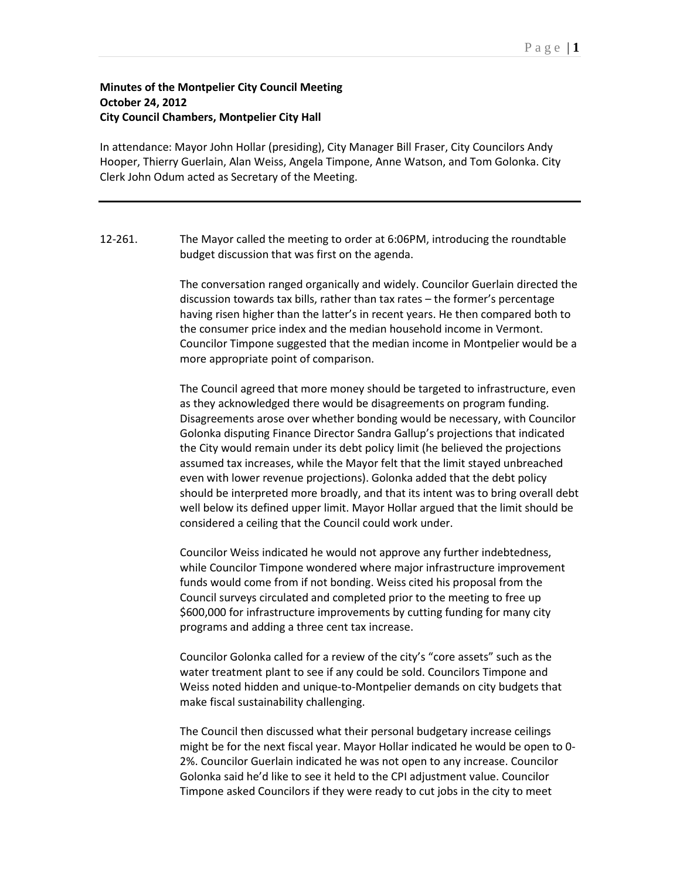**Minutes of the Montpelier City Council Meeting**
**October 24, 2012**
**City Council Chambers, Montpelier City Hall**

In attendance: Mayor John Hollar (presiding), City Manager Bill Fraser, City Councilors Andy Hooper, Thierry Guerlain, Alan Weiss, Angela Timpone, Anne Watson, and Tom Golonka. City Clerk John Odum acted as Secretary of the Meeting.

---

12-261. The Mayor called the meeting to order at 6:06PM, introducing the roundtable budget discussion that was first on the agenda.

The conversation ranged organically and widely. Councilor Guerlain directed the discussion towards tax bills, rather than tax rates – the former's percentage having risen higher than the latter's in recent years. He then compared both to the consumer price index and the median household income in Vermont. Councilor Timpone suggested that the median income in Montpelier would be a more appropriate point of comparison.

The Council agreed that more money should be targeted to infrastructure, even as they acknowledged there would be disagreements on program funding. Disagreements arose over whether bonding would be necessary, with Councilor Golonka disputing Finance Director Sandra Gallup's projections that indicated the City would remain under its debt policy limit (he believed the projections assumed tax increases, while the Mayor felt that the limit stayed unbreached even with lower revenue projections). Golonka added that the debt policy should be interpreted more broadly, and that its intent was to bring overall debt well below its defined upper limit. Mayor Hollar argued that the limit should be considered a ceiling that the Council could work under.

Councilor Weiss indicated he would not approve any further indebtedness, while Councilor Timpone wondered where major infrastructure improvement funds would come from if not bonding. Weiss cited his proposal from the Council surveys circulated and completed prior to the meeting to free up $600,000 for infrastructure improvements by cutting funding for many city programs and adding a three cent tax increase.

Councilor Golonka called for a review of the city's "core assets" such as the water treatment plant to see if any could be sold. Councilors Timpone and Weiss noted hidden and unique-to-Montpelier demands on city budgets that make fiscal sustainability challenging.

The Council then discussed what their personal budgetary increase ceilings might be for the next fiscal year. Mayor Hollar indicated he would be open to 0-2%. Councilor Guerlain indicated he was not open to any increase. Councilor Golonka said he'd like to see it held to the CPI adjustment value. Councilor Timpone asked Councilors if they were ready to cut jobs in the city to meet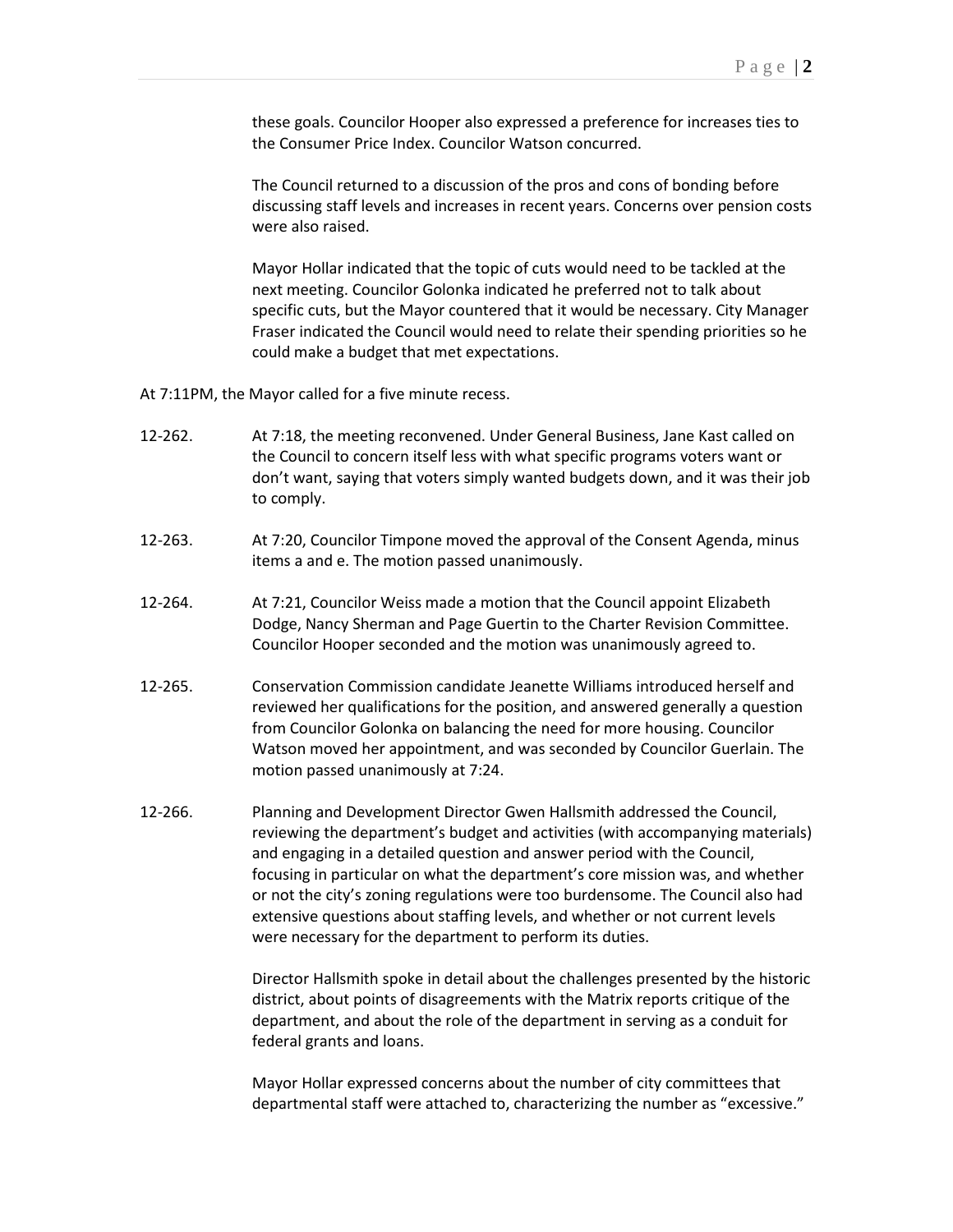these goals. Councilor Hooper also expressed a preference for increases ties to the Consumer Price Index. Councilor Watson concurred.

The Council returned to a discussion of the pros and cons of bonding before discussing staff levels and increases in recent years. Concerns over pension costs were also raised.

Mayor Hollar indicated that the topic of cuts would need to be tackled at the next meeting. Councilor Golonka indicated he preferred not to talk about specific cuts, but the Mayor countered that it would be necessary. City Manager Fraser indicated the Council would need to relate their spending priorities so he could make a budget that met expectations.

At 7:11PM, the Mayor called for a five minute recess.

12-262. At 7:18, the meeting reconvened. Under General Business, Jane Kast called on the Council to concern itself less with what specific programs voters want or don't want, saying that voters simply wanted budgets down, and it was their job to comply.

12-263. At 7:20, Councilor Timpone moved the approval of the Consent Agenda, minus items a and e. The motion passed unanimously.

12-264. At 7:21, Councilor Weiss made a motion that the Council appoint Elizabeth Dodge, Nancy Sherman and Page Guertin to the Charter Revision Committee. Councilor Hooper seconded and the motion was unanimously agreed to.

12-265. Conservation Commission candidate Jeanette Williams introduced herself and reviewed her qualifications for the position, and answered generally a question from Councilor Golonka on balancing the need for more housing. Councilor Watson moved her appointment, and was seconded by Councilor Guerlain. The motion passed unanimously at 7:24.

12-266. Planning and Development Director Gwen Hallsmith addressed the Council, reviewing the department's budget and activities (with accompanying materials) and engaging in a detailed question and answer period with the Council, focusing in particular on what the department's core mission was, and whether or not the city's zoning regulations were too burdensome. The Council also had extensive questions about staffing levels, and whether or not current levels were necessary for the department to perform its duties.

Director Hallsmith spoke in detail about the challenges presented by the historic district, about points of disagreements with the Matrix reports critique of the department, and about the role of the department in serving as a conduit for federal grants and loans.

Mayor Hollar expressed concerns about the number of city committees that departmental staff were attached to, characterizing the number as "excessive."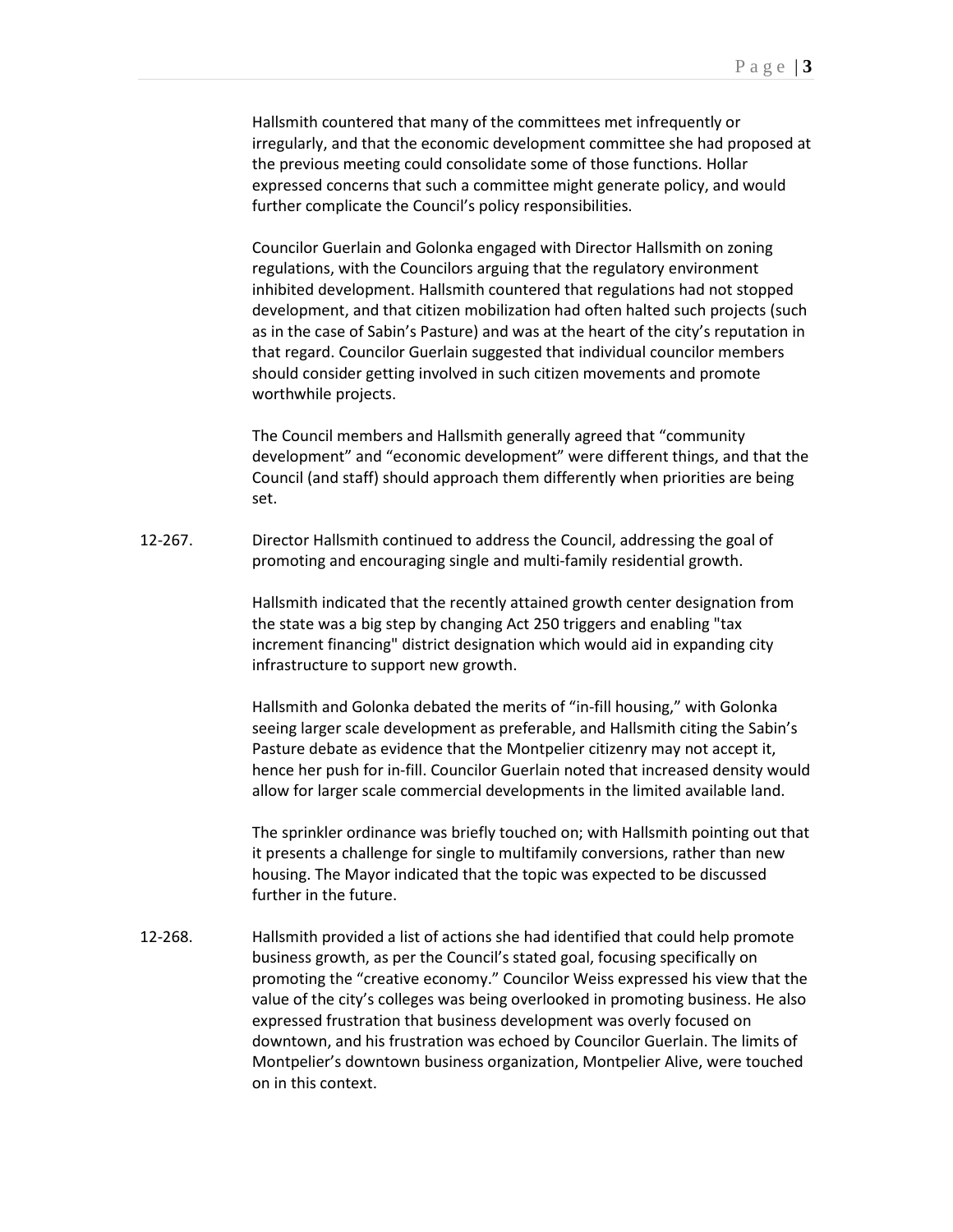Hallsmith countered that many of the committees met infrequently or irregularly, and that the economic development committee she had proposed at the previous meeting could consolidate some of those functions. Hollar expressed concerns that such a committee might generate policy, and would further complicate the Council's policy responsibilities.

Councilor Guerlain and Golonka engaged with Director Hallsmith on zoning regulations, with the Councilors arguing that the regulatory environment inhibited development. Hallsmith countered that regulations had not stopped development, and that citizen mobilization had often halted such projects (such as in the case of Sabin's Pasture) and was at the heart of the city's reputation in that regard. Councilor Guerlain suggested that individual councilor members should consider getting involved in such citizen movements and promote worthwhile projects.

The Council members and Hallsmith generally agreed that "community development" and "economic development" were different things, and that the Council (and staff) should approach them differently when priorities are being set.

12-267. Director Hallsmith continued to address the Council, addressing the goal of promoting and encouraging single and multi-family residential growth.

Hallsmith indicated that the recently attained growth center designation from the state was a big step by changing Act 250 triggers and enabling "tax increment financing" district designation which would aid in expanding city infrastructure to support new growth.

Hallsmith and Golonka debated the merits of "in-fill housing," with Golonka seeing larger scale development as preferable, and Hallsmith citing the Sabin's Pasture debate as evidence that the Montpelier citizenry may not accept it, hence her push for in-fill. Councilor Guerlain noted that increased density would allow for larger scale commercial developments in the limited available land.

The sprinkler ordinance was briefly touched on; with Hallsmith pointing out that it presents a challenge for single to multifamily conversions, rather than new housing. The Mayor indicated that the topic was expected to be discussed further in the future.

12-268. Hallsmith provided a list of actions she had identified that could help promote business growth, as per the Council's stated goal, focusing specifically on promoting the "creative economy." Councilor Weiss expressed his view that the value of the city's colleges was being overlooked in promoting business. He also expressed frustration that business development was overly focused on downtown, and his frustration was echoed by Councilor Guerlain. The limits of Montpelier's downtown business organization, Montpelier Alive, were touched on in this context.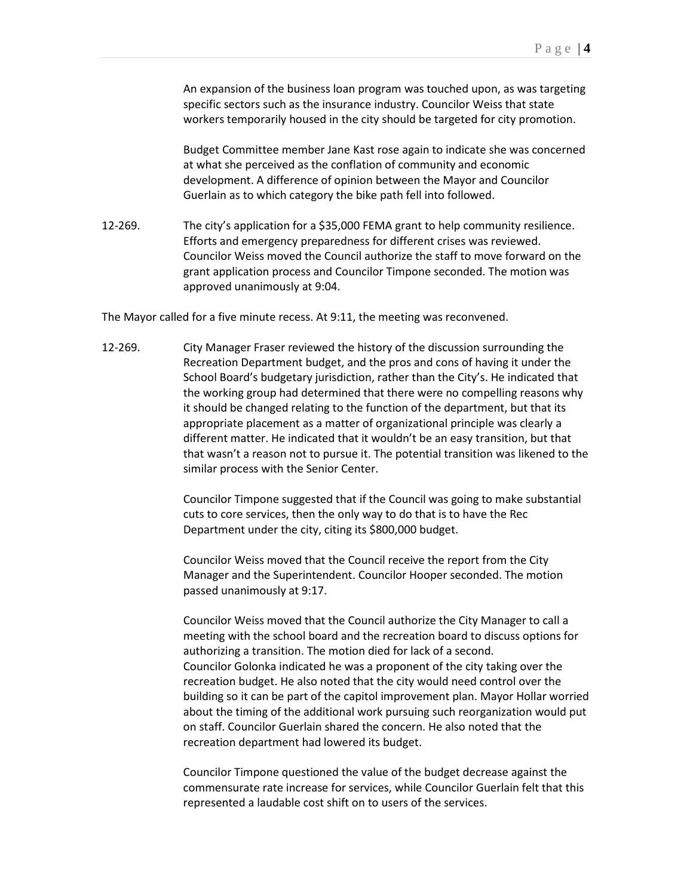An expansion of the business loan program was touched upon, as was targeting specific sectors such as the insurance industry. Councilor Weiss that state workers temporarily housed in the city should be targeted for city promotion.

Budget Committee member Jane Kast rose again to indicate she was concerned at what she perceived as the conflation of community and economic development. A difference of opinion between the Mayor and Councilor Guerlain as to which category the bike path fell into followed.

12-269. The city's application for a $35,000 FEMA grant to help community resilience. Efforts and emergency preparedness for different crises was reviewed. Councilor Weiss moved the Council authorize the staff to move forward on the grant application process and Councilor Timpone seconded. The motion was approved unanimously at 9:04.

The Mayor called for a five minute recess. At 9:11, the meeting was reconvened.

12-269. City Manager Fraser reviewed the history of the discussion surrounding the Recreation Department budget, and the pros and cons of having it under the School Board's budgetary jurisdiction, rather than the City's. He indicated that the working group had determined that there were no compelling reasons why it should be changed relating to the function of the department, but that its appropriate placement as a matter of organizational principle was clearly a different matter. He indicated that it wouldn't be an easy transition, but that that wasn't a reason not to pursue it. The potential transition was likened to the similar process with the Senior Center.

Councilor Timpone suggested that if the Council was going to make substantial cuts to core services, then the only way to do that is to have the Rec Department under the city, citing its $800,000 budget.

Councilor Weiss moved that the Council receive the report from the City Manager and the Superintendent. Councilor Hooper seconded. The motion passed unanimously at 9:17.

Councilor Weiss moved that the Council authorize the City Manager to call a meeting with the school board and the recreation board to discuss options for authorizing a transition. The motion died for lack of a second.
Councilor Golonka indicated he was a proponent of the city taking over the recreation budget. He also noted that the city would need control over the building so it can be part of the capitol improvement plan. Mayor Hollar worried about the timing of the additional work pursuing such reorganization would put on staff. Councilor Guerlain shared the concern. He also noted that the recreation department had lowered its budget.

Councilor Timpone questioned the value of the budget decrease against the commensurate rate increase for services, while Councilor Guerlain felt that this represented a laudable cost shift on to users of the services.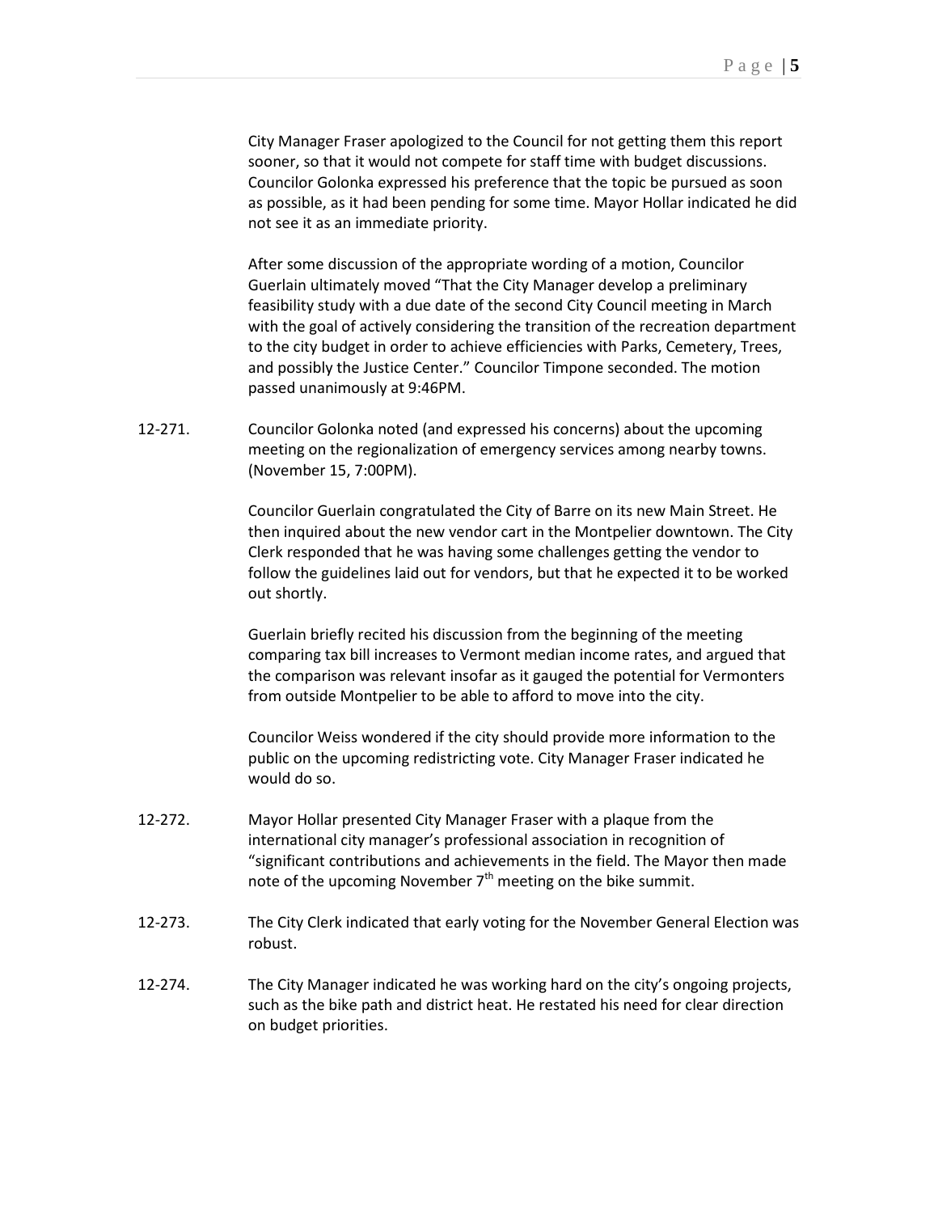City Manager Fraser apologized to the Council for not getting them this report sooner, so that it would not compete for staff time with budget discussions. Councilor Golonka expressed his preference that the topic be pursued as soon as possible, as it had been pending for some time. Mayor Hollar indicated he did not see it as an immediate priority.

After some discussion of the appropriate wording of a motion, Councilor Guerlain ultimately moved "That the City Manager develop a preliminary feasibility study with a due date of the second City Council meeting in March with the goal of actively considering the transition of the recreation department to the city budget in order to achieve efficiencies with Parks, Cemetery, Trees, and possibly the Justice Center." Councilor Timpone seconded. The motion passed unanimously at 9:46PM.

12-271. Councilor Golonka noted (and expressed his concerns) about the upcoming meeting on the regionalization of emergency services among nearby towns. (November 15, 7:00PM).

Councilor Guerlain congratulated the City of Barre on its new Main Street. He then inquired about the new vendor cart in the Montpelier downtown. The City Clerk responded that he was having some challenges getting the vendor to follow the guidelines laid out for vendors, but that he expected it to be worked out shortly.

Guerlain briefly recited his discussion from the beginning of the meeting comparing tax bill increases to Vermont median income rates, and argued that the comparison was relevant insofar as it gauged the potential for Vermonters from outside Montpelier to be able to afford to move into the city.

Councilor Weiss wondered if the city should provide more information to the public on the upcoming redistricting vote. City Manager Fraser indicated he would do so.

12-272. Mayor Hollar presented City Manager Fraser with a plaque from the international city manager's professional association in recognition of "significant contributions and achievements in the field. The Mayor then made note of the upcoming November 7th meeting on the bike summit.

12-273. The City Clerk indicated that early voting for the November General Election was robust.

12-274. The City Manager indicated he was working hard on the city's ongoing projects, such as the bike path and district heat. He restated his need for clear direction on budget priorities.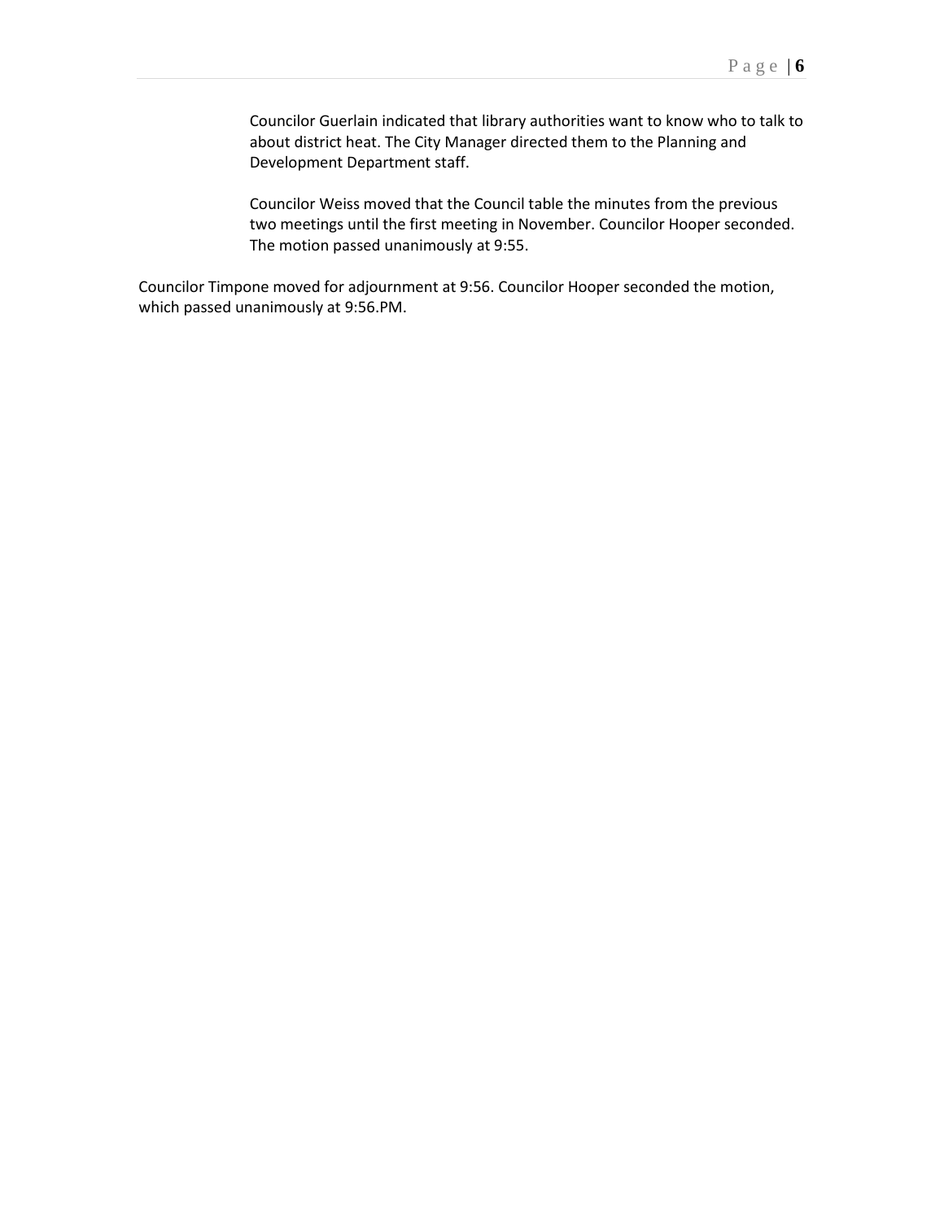Councilor Guerlain indicated that library authorities want to know who to talk to about district heat. The City Manager directed them to the Planning and Development Department staff.

Councilor Weiss moved that the Council table the minutes from the previous two meetings until the first meeting in November. Councilor Hooper seconded. The motion passed unanimously at 9:55.

Councilor Timpone moved for adjournment at 9:56. Councilor Hooper seconded the motion, which passed unanimously at 9:56.PM.